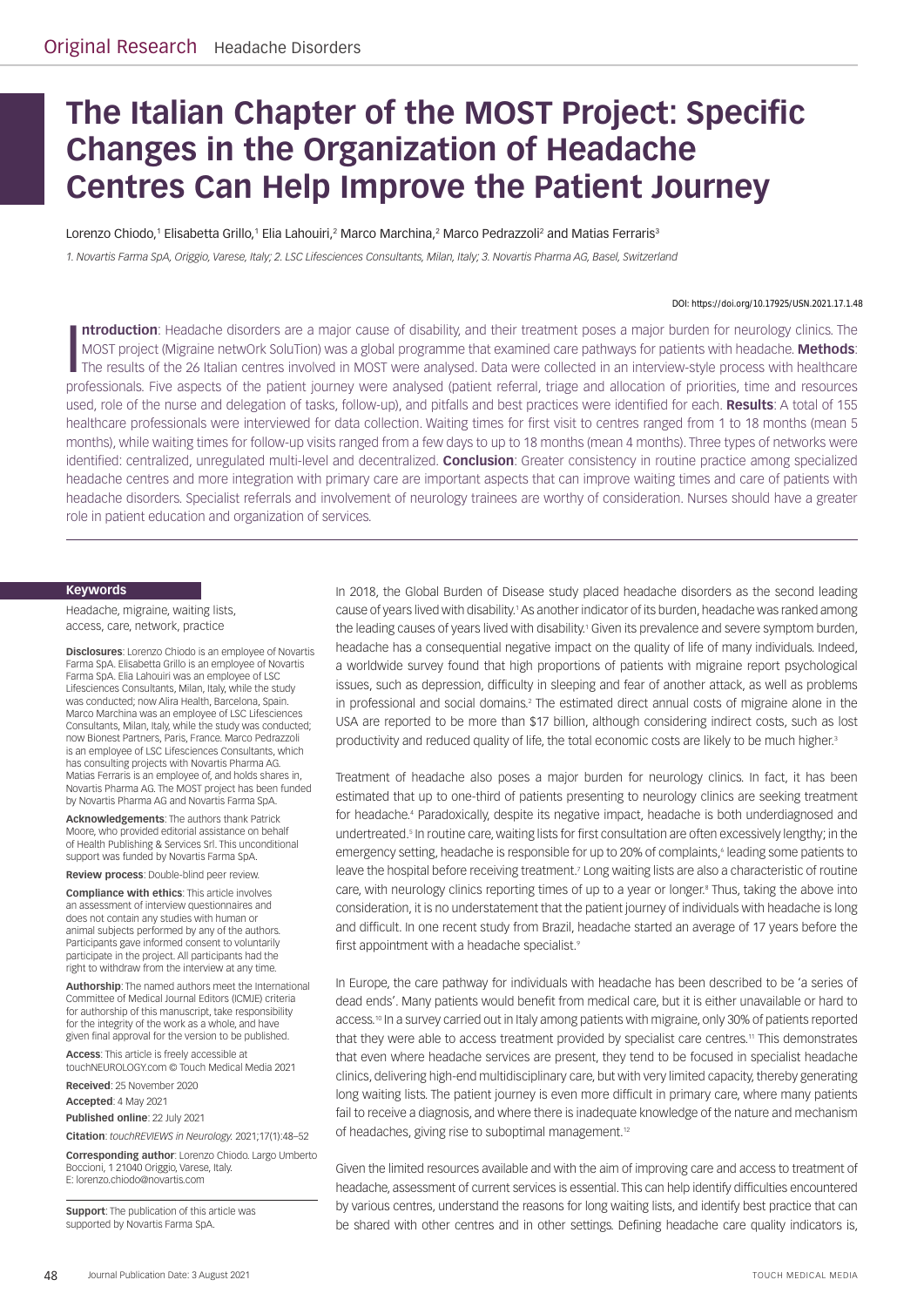Original Research Headache Disorders

# The Italian Chapter of the MOST Project: Specific Changes in the Organization of Headache Centres Can Help Improve the Patient Journey

Lorenzo Chiodo,[1] Elisabetta Grillo,[1] Elia Lahouiri,[2] Marco Marchina,[2] Marco Pedrazzoli[2] and Matias Ferraris[3]

*1. Novartis Farma SpA, Origgio, Varese, Italy; 2. LSC Lifesciences Consultants, Milan, Italy; 3. Novartis Pharma AG, Basel, Switzerland*

DOI: https://doi.org/10.17925/USN.2021.17.1.48

**Introduction**: Headache disorders are a major cause of disability, and their treatment poses a major burden for neurology clinics. The MOST project (Migraine netwOrk SoluTion) was a global programme that examined care pathways for patients with headache. **Methods**: The results of the 26 Italian centres involved in MOST were analysed. Data were collected in an interview-style process with healthcare professionals. Five aspects of the patient journey were analysed (patient referral, triage and allocation of priorities, time and resources used, role of the nurse and delegation of tasks, follow-up), and pitfalls and best practices were identified for each. **Results**: A total of 155 healthcare professionals were interviewed for data collection. Waiting times for first visit to centres ranged from 1 to 18 months (mean 5 months), while waiting times for follow-up visits ranged from a few days to up to 18 months (mean 4 months). Three types of networks were identified: centralized, unregulated multi-level and decentralized. **Conclusion**: Greater consistency in routine practice among specialized headache centres and more integration with primary care are important aspects that can improve waiting times and care of patients with headache disorders. Specialist referrals and involvement of neurology trainees are worthy of consideration. Nurses should have a greater role in patient education and organization of services.

**Keywords**

Headache, migraine, waiting lists, access, care, network, practice

**Disclosures**: Lorenzo Chiodo is an employee of Novartis Farma SpA. Elisabetta Grillo is an employee of Novartis Farma SpA. Elia Lahouiri was an employee of LSC Lifesciences Consultants, Milan, Italy, while the study was conducted; now Alira Health, Barcelona, Spain. Marco Marchina was an employee of LSC Lifesciences Consultants, Milan, Italy, while the study was conducted; now Bionest Partners, Paris, France. Marco Pedrazzoli is an employee of LSC Lifesciences Consultants, which has consulting projects with Novartis Pharma AG. Matias Ferraris is an employee of, and holds shares in, Novartis Pharma AG. The MOST project has been funded by Novartis Pharma AG and Novartis Farma SpA.

**Acknowledgements**: The authors thank Patrick Moore, who provided editorial assistance on behalf of Health Publishing & Services Srl. This unconditional support was funded by Novartis Farma SpA.

**Review process**: Double-blind peer review.

**Compliance with ethics**: This article involves an assessment of interview questionnaires and does not contain any studies with human or animal subjects performed by any of the authors. Participants gave informed consent to voluntarily participate in the project. All participants had the right to withdraw from the interview at any time.

**Authorship**: The named authors meet the International Committee of Medical Journal Editors (ICMJE) criteria for authorship of this manuscript, take responsibility for the integrity of the work as a whole, and have given final approval for the version to be published.

**Access**: This article is freely accessible at touchNEUROLOGY.com © Touch Medical Media 2021

**Received**: 25 November 2020

**Accepted**: 4 May 2021

**Published online**: 22 July 2021

**Citation**: *touchREVIEWS in Neurology.* 2021;17(1):48–52

**Corresponding author**: Lorenzo Chiodo. Largo Umberto Boccioni, 1 21040 Origgio, Varese, Italy. E: lorenzo.chiodo@novartis.com

**Support**: The publication of this article was supported by Novartis Farma SpA.

In 2018, the Global Burden of Disease study placed headache disorders as the second leading cause of years lived with disability.[1] As another indicator of its burden, headache was ranked among the leading causes of years lived with disability.[1] Given its prevalence and severe symptom burden, headache has a consequential negative impact on the quality of life of many individuals. Indeed, a worldwide survey found that high proportions of patients with migraine report psychological issues, such as depression, difficulty in sleeping and fear of another attack, as well as problems in professional and social domains.[2] The estimated direct annual costs of migraine alone in the USA are reported to be more than $17 billion, although considering indirect costs, such as lost productivity and reduced quality of life, the total economic costs are likely to be much higher.[3]

Treatment of headache also poses a major burden for neurology clinics. In fact, it has been estimated that up to one-third of patients presenting to neurology clinics are seeking treatment for headache.[4] Paradoxically, despite its negative impact, headache is both underdiagnosed and undertreated.[5] In routine care, waiting lists for first consultation are often excessively lengthy; in the emergency setting, headache is responsible for up to 20% of complaints,[6] leading some patients to leave the hospital before receiving treatment.[7] Long waiting lists are also a characteristic of routine care, with neurology clinics reporting times of up to a year or longer.[8] Thus, taking the above into consideration, it is no understatement that the patient journey of individuals with headache is long and difficult. In one recent study from Brazil, headache started an average of 17 years before the first appointment with a headache specialist.[9]

In Europe, the care pathway for individuals with headache has been described to be 'a series of dead ends'. Many patients would benefit from medical care, but it is either unavailable or hard to access.[10] In a survey carried out in Italy among patients with migraine, only 30% of patients reported that they were able to access treatment provided by specialist care centres.[11] This demonstrates that even where headache services are present, they tend to be focused in specialist headache clinics, delivering high-end multidisciplinary care, but with very limited capacity, thereby generating long waiting lists. The patient journey is even more difficult in primary care, where many patients fail to receive a diagnosis, and where there is inadequate knowledge of the nature and mechanism of headaches, giving rise to suboptimal management.[12]

Given the limited resources available and with the aim of improving care and access to treatment of headache, assessment of current services is essential. This can help identify difficulties encountered by various centres, understand the reasons for long waiting lists, and identify best practice that can be shared with other centres and in other settings. Defining headache care quality indicators is,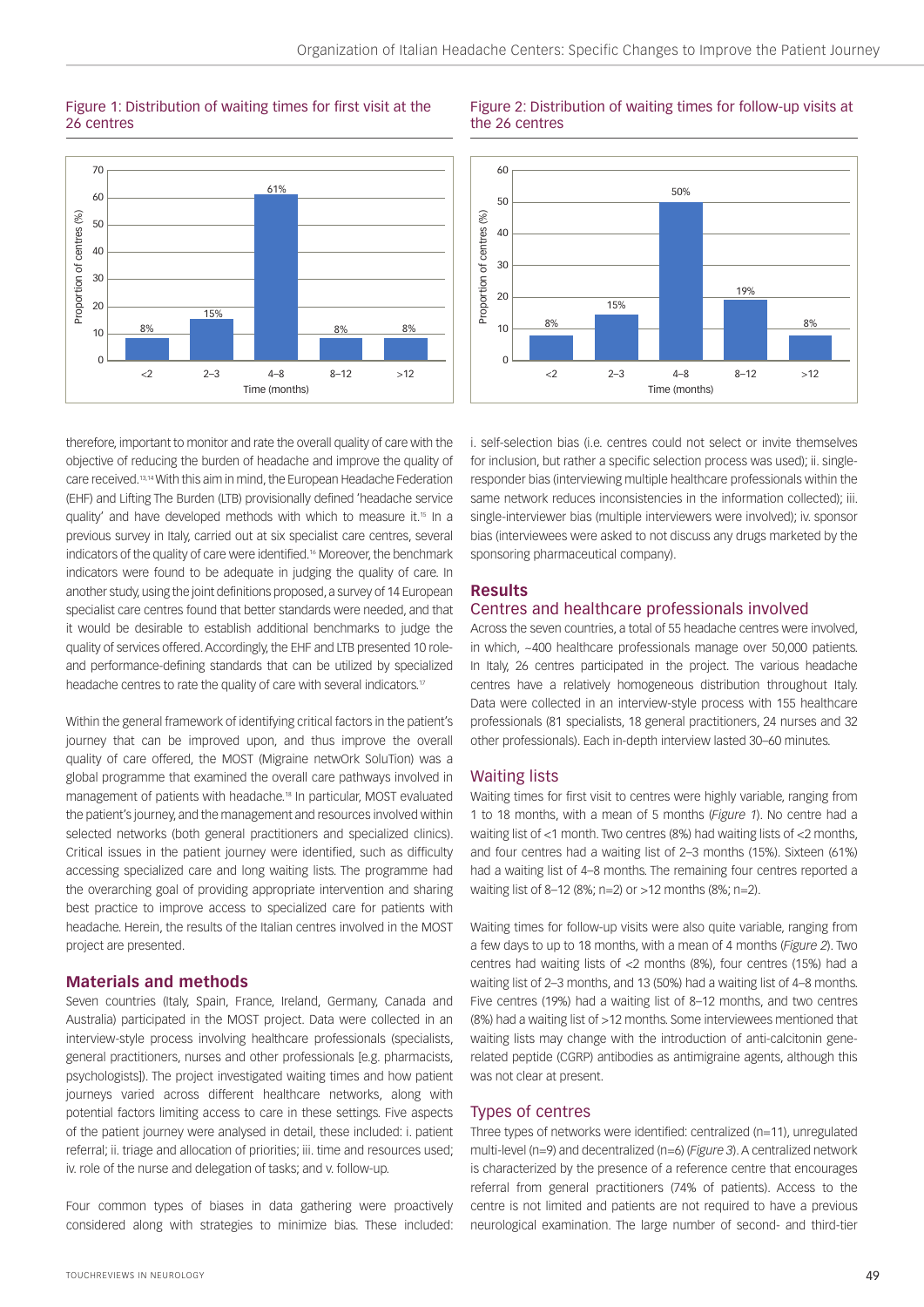Figure 1: Distribution of waiting times for first visit at the 26 centres

Figure 2: Distribution of waiting times for follow-up visits at the 26 centres

therefore, important to monitor and rate the overall quality of care with the objective of reducing the burden of headache and improve the quality of care received.[13,14] With this aim in mind, the European Headache Federation (EHF) and Lifting The Burden (LTB) provisionally defined 'headache service quality' and have developed methods with which to measure it.[15] In a previous survey in Italy, carried out at six specialist care centres, several indicators of the quality of care were identified.[16] Moreover, the benchmark indicators were found to be adequate in judging the quality of care. In another study, using the joint definitions proposed, a survey of 14 European specialist care centres found that better standards were needed, and that it would be desirable to establish additional benchmarks to judge the quality of services offered. Accordingly, the EHF and LTB presented 10 role- and performance-defining standards that can be utilized by specialized headache centres to rate the quality of care with several indicators.[17]

Within the general framework of identifying critical factors in the patient's journey that can be improved upon, and thus improve the overall quality of care offered, the MOST (Migraine netwOrk SoluTion) was a global programme that examined the overall care pathways involved in management of patients with headache.[18] In particular, MOST evaluated the patient's journey, and the management and resources involved within selected networks (both general practitioners and specialized clinics). Critical issues in the patient journey were identified, such as difficulty accessing specialized care and long waiting lists. The programme had the overarching goal of providing appropriate intervention and sharing best practice to improve access to specialized care for patients with headache. Herein, the results of the Italian centres involved in the MOST project are presented.

## Materials and methods

Seven countries (Italy, Spain, France, Ireland, Germany, Canada and Australia) participated in the MOST project. Data were collected in an interview-style process involving healthcare professionals (specialists, general practitioners, nurses and other professionals [e.g. pharmacists, psychologists]). The project investigated waiting times and how patient journeys varied across different healthcare networks, along with potential factors limiting access to care in these settings. Five aspects of the patient journey were analysed in detail, these included: i. patient referral; ii. triage and allocation of priorities; iii. time and resources used; iv. role of the nurse and delegation of tasks; and v. follow-up.

Four common types of biases in data gathering were proactively considered along with strategies to minimize bias. These included: i. self-selection bias (i.e. centres could not select or invite themselves for inclusion, but rather a specific selection process was used); ii. single-responder bias (interviewing multiple healthcare professionals within the same network reduces inconsistencies in the information collected); iii. single-interviewer bias (multiple interviewers were involved); iv. sponsor bias (interviewees were asked to not discuss any drugs marketed by the sponsoring pharmaceutical company).

## Results

### Centres and healthcare professionals involved

Across the seven countries, a total of 55 headache centres were involved, in which, ~400 healthcare professionals manage over 50,000 patients. In Italy, 26 centres participated in the project. The various headache centres have a relatively homogeneous distribution throughout Italy. Data were collected in an interview-style process with 155 healthcare professionals (81 specialists, 18 general practitioners, 24 nurses and 32 other professionals). Each in-depth interview lasted 30–60 minutes.

### Waiting lists

Waiting times for first visit to centres were highly variable, ranging from 1 to 18 months, with a mean of 5 months (*Figure 1*). No centre had a waiting list of <1 month. Two centres (8%) had waiting lists of <2 months, and four centres had a waiting list of 2–3 months (15%). Sixteen (61%) had a waiting list of 4–8 months. The remaining four centres reported a waiting list of 8–12 (8%; n=2) or >12 months (8%; n=2).

Waiting times for follow-up visits were also quite variable, ranging from a few days to up to 18 months, with a mean of 4 months (*Figure 2*). Two centres had waiting lists of <2 months (8%), four centres (15%) had a waiting list of 2–3 months, and 13 (50%) had a waiting list of 4–8 months. Five centres (19%) had a waiting list of 8–12 months, and two centres (8%) had a waiting list of >12 months. Some interviewees mentioned that waiting lists may change with the introduction of anti-calcitonin gene-related peptide (CGRP) antibodies as antimigraine agents, although this was not clear at present.

### Types of centres

Three types of networks were identified: centralized (n=11), unregulated multi-level (n=9) and decentralized (n=6) (*Figure 3*). A centralized network is characterized by the presence of a reference centre that encourages referral from general practitioners (74% of patients). Access to the centre is not limited and patients are not required to have a previous neurological examination. The large number of second- and third-tier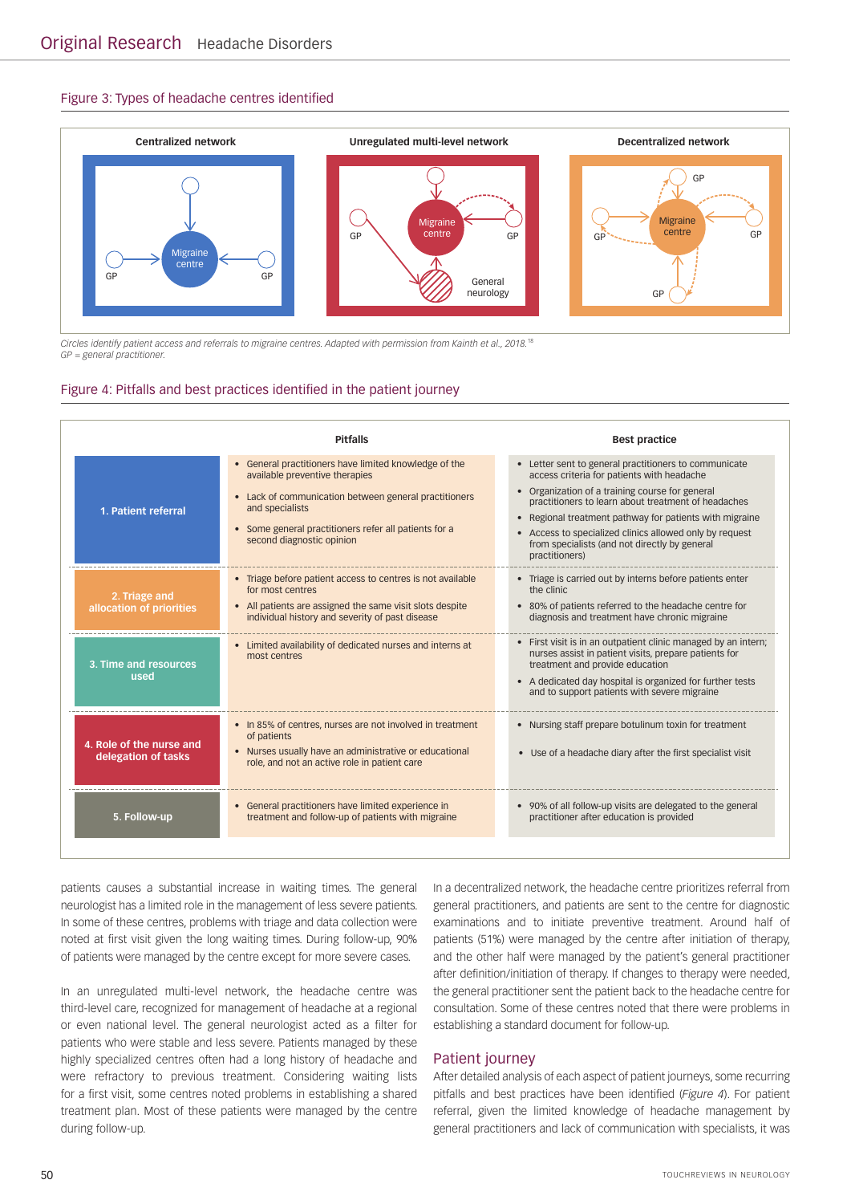### Figure 3: Types of headache centres identified

Centralized network | Unregulated multi-level network | Decentralized network

Circles identify patient access and referrals to migraine centres. Adapted with permission from Kainth et al., 2018.[18]
GP = general practitioner.

### Figure 4: Pitfalls and best practices identified in the patient journey

| | Pitfalls | Best practice |
|---|---|---|
| 1. Patient referral | • General practitioners have limited knowledge of the available preventive therapies<br>• Lack of communication between general practitioners and specialists<br>• Some general practitioners refer all patients for a second diagnostic opinion | • Letter sent to general practitioners to communicate access criteria for patients with headache<br>• Organization of a training course for general practitioners to learn about treatment of headaches<br>• Regional treatment pathway for patients with migraine<br>• Access to specialized clinics allowed only by request from specialists (and not directly by general practitioners) |
| 2. Triage and allocation of priorities | • Triage before patient access to centres is not available for most centres<br>• All patients are assigned the same visit slots despite individual history and severity of past disease | • Triage is carried out by interns before patients enter the clinic<br>• 80% of patients referred to the headache centre for diagnosis and treatment have chronic migraine |
| 3. Time and resources used | • Limited availability of dedicated nurses and interns at most centres | • First visit is in an outpatient clinic managed by an intern; nurses assist in patient visits, prepare patients for treatment and provide education<br>• A dedicated day hospital is organized for further tests and to support patients with severe migraine |
| 4. Role of the nurse and delegation of tasks | • In 85% of centres, nurses are not involved in treatment of patients<br>• Nurses usually have an administrative or educational role, and not an active role in patient care | • Nursing staff prepare botulinum toxin for treatment<br>• Use of a headache diary after the first specialist visit |
| 5. Follow-up | • General practitioners have limited experience in treatment and follow-up of patients with migraine | • 90% of all follow-up visits are delegated to the general practitioner after education is provided |

patients causes a substantial increase in waiting times. The general neurologist has a limited role in the management of less severe patients. In some of these centres, problems with triage and data collection were noted at first visit given the long waiting times. During follow-up, 90% of patients were managed by the centre except for more severe cases.

In an unregulated multi-level network, the headache centre was third-level care, recognized for management of headache at a regional or even national level. The general neurologist acted as a filter for patients who were stable and less severe. Patients managed by these highly specialized centres often had a long history of headache and were refractory to previous treatment. Considering waiting lists for a first visit, some centres noted problems in establishing a shared treatment plan. Most of these patients were managed by the centre during follow-up.

In a decentralized network, the headache centre prioritizes referral from general practitioners, and patients are sent to the centre for diagnostic examinations and to initiate preventive treatment. Around half of patients (51%) were managed by the centre after initiation of therapy, and the other half were managed by the patient's general practitioner after definition/initiation of therapy. If changes to therapy were needed, the general practitioner sent the patient back to the headache centre for consultation. Some of these centres noted that there were problems in establishing a standard document for follow-up.

## Patient journey

After detailed analysis of each aspect of patient journeys, some recurring pitfalls and best practices have been identified (*Figure 4*). For patient referral, given the limited knowledge of headache management by general practitioners and lack of communication with specialists, it was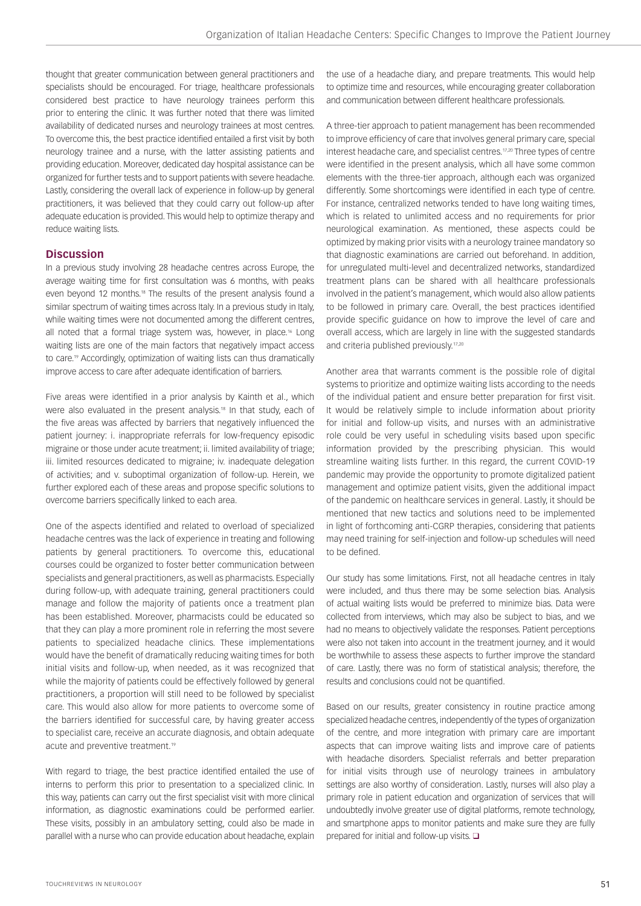thought that greater communication between general practitioners and specialists should be encouraged. For triage, healthcare professionals considered best practice to have neurology trainees perform this prior to entering the clinic. It was further noted that there was limited availability of dedicated nurses and neurology trainees at most centres. To overcome this, the best practice identified entailed a first visit by both neurology trainee and a nurse, with the latter assisting patients and providing education. Moreover, dedicated day hospital assistance can be organized for further tests and to support patients with severe headache. Lastly, considering the overall lack of experience in follow-up by general practitioners, it was believed that they could carry out follow-up after adequate education is provided. This would help to optimize therapy and reduce waiting lists.

## Discussion

In a previous study involving 28 headache centres across Europe, the average waiting time for first consultation was 6 months, with peaks even beyond 12 months.[18] The results of the present analysis found a similar spectrum of waiting times across Italy. In a previous study in Italy, while waiting times were not documented among the different centres, all noted that a formal triage system was, however, in place.[16] Long waiting lists are one of the main factors that negatively impact access to care.[19] Accordingly, optimization of waiting lists can thus dramatically improve access to care after adequate identification of barriers.

Five areas were identified in a prior analysis by Kainth et al., which were also evaluated in the present analysis.[18] In that study, each of the five areas was affected by barriers that negatively influenced the patient journey: i. inappropriate referrals for low-frequency episodic migraine or those under acute treatment; ii. limited availability of triage; iii. limited resources dedicated to migraine; iv. inadequate delegation of activities; and v. suboptimal organization of follow-up. Herein, we further explored each of these areas and propose specific solutions to overcome barriers specifically linked to each area.

One of the aspects identified and related to overload of specialized headache centres was the lack of experience in treating and following patients by general practitioners. To overcome this, educational courses could be organized to foster better communication between specialists and general practitioners, as well as pharmacists. Especially during follow-up, with adequate training, general practitioners could manage and follow the majority of patients once a treatment plan has been established. Moreover, pharmacists could be educated so that they can play a more prominent role in referring the most severe patients to specialized headache clinics. These implementations would have the benefit of dramatically reducing waiting times for both initial visits and follow-up, when needed, as it was recognized that while the majority of patients could be effectively followed by general practitioners, a proportion will still need to be followed by specialist care. This would also allow for more patients to overcome some of the barriers identified for successful care, by having greater access to specialist care, receive an accurate diagnosis, and obtain adequate acute and preventive treatment.[19]

With regard to triage, the best practice identified entailed the use of interns to perform this prior to presentation to a specialized clinic. In this way, patients can carry out the first specialist visit with more clinical information, as diagnostic examinations could be performed earlier. These visits, possibly in an ambulatory setting, could also be made in parallel with a nurse who can provide education about headache, explain the use of a headache diary, and prepare treatments. This would help to optimize time and resources, while encouraging greater collaboration and communication between different healthcare professionals.

A three-tier approach to patient management has been recommended to improve efficiency of care that involves general primary care, special interest headache care, and specialist centres.[17,20] Three types of centre were identified in the present analysis, which all have some common elements with the three-tier approach, although each was organized differently. Some shortcomings were identified in each type of centre. For instance, centralized networks tended to have long waiting times, which is related to unlimited access and no requirements for prior neurological examination. As mentioned, these aspects could be optimized by making prior visits with a neurology trainee mandatory so that diagnostic examinations are carried out beforehand. In addition, for unregulated multi-level and decentralized networks, standardized treatment plans can be shared with all healthcare professionals involved in the patient's management, which would also allow patients to be followed in primary care. Overall, the best practices identified provide specific guidance on how to improve the level of care and overall access, which are largely in line with the suggested standards and criteria published previously.[17,20]

Another area that warrants comment is the possible role of digital systems to prioritize and optimize waiting lists according to the needs of the individual patient and ensure better preparation for first visit. It would be relatively simple to include information about priority for initial and follow-up visits, and nurses with an administrative role could be very useful in scheduling visits based upon specific information provided by the prescribing physician. This would streamline waiting lists further. In this regard, the current COVID-19 pandemic may provide the opportunity to promote digitalized patient management and optimize patient visits, given the additional impact of the pandemic on healthcare services in general. Lastly, it should be mentioned that new tactics and solutions need to be implemented in light of forthcoming anti-CGRP therapies, considering that patients may need training for self-injection and follow-up schedules will need to be defined.

Our study has some limitations. First, not all headache centres in Italy were included, and thus there may be some selection bias. Analysis of actual waiting lists would be preferred to minimize bias. Data were collected from interviews, which may also be subject to bias, and we had no means to objectively validate the responses. Patient perceptions were also not taken into account in the treatment journey, and it would be worthwhile to assess these aspects to further improve the standard of care. Lastly, there was no form of statistical analysis; therefore, the results and conclusions could not be quantified.

Based on our results, greater consistency in routine practice among specialized headache centres, independently of the types of organization of the centre, and more integration with primary care are important aspects that can improve waiting lists and improve care of patients with headache disorders. Specialist referrals and better preparation for initial visits through use of neurology trainees in ambulatory settings are also worthy of consideration. Lastly, nurses will also play a primary role in patient education and organization of services that will undoubtedly involve greater use of digital platforms, remote technology, and smartphone apps to monitor patients and make sure they are fully prepared for initial and follow-up visits. ❑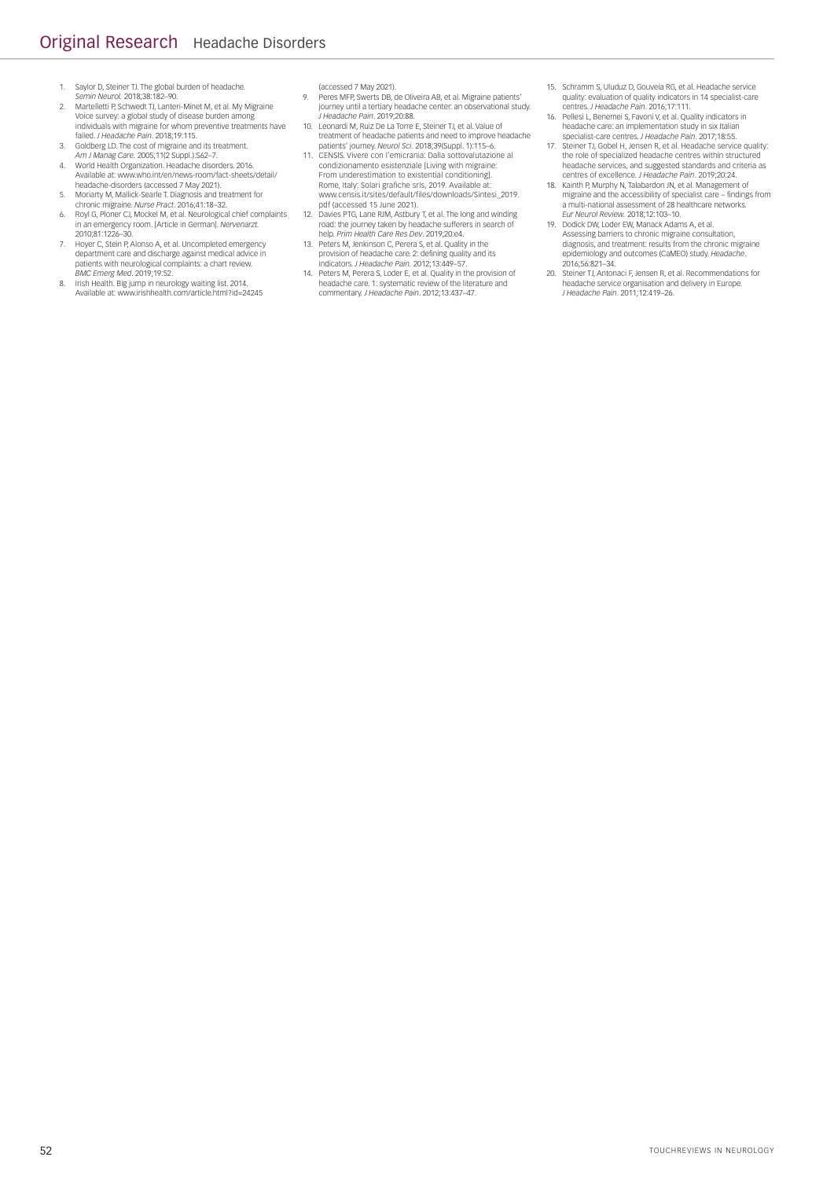1. Saylor D, Steiner TJ. The global burden of headache. *Semin Neurol.* 2018;38:182–90.
2. Martelletti P, Schwedt TJ, Lanteri-Minet M, et al. My Migraine Voice survey: a global study of disease burden among individuals with migraine for whom preventive treatments have failed. *J Headache Pain*. 2018;19:115.
3. Goldberg LD. The cost of migraine and its treatment. *Am J Manag Care.* 2005;11(2 Suppl.):S62–7.
4. World Health Organization. Headache disorders. 2016. Available at: www.who.int/en/news-room/fact-sheets/detail/headache-disorders (accessed 7 May 2021).
5. Moriarty M, Mallick-Searle T. Diagnosis and treatment for chronic migraine. *Nurse Pract*. 2016;41:18–32.
6. Royl G, Ploner CJ, Mockel M, et al. Neurological chief complaints in an emergency room. [Article in German]. *Nervenarzt.* 2010;81:1226–30.
7. Hoyer C, Stein P, Alonso A, et al. Uncompleted emergency department care and discharge against medical advice in patients with neurological complaints: a chart review. *BMC Emerg Med*. 2019;19:52.
8. Irish Health. Big jump in neurology waiting list. 2014. Available at: www.irishhealth.com/article.html?id=24245 (accessed 7 May 2021).
9. Peres MFP, Swerts DB, de Oliveira AB, et al. Migraine patients' journey until a tertiary headache center: an observational study. *J Headache Pain*. 2019;20:88.
10. Leonardi M, Ruiz De La Torre E, Steiner TJ, et al. Value of treatment of headache patients and need to improve headache patients' journey. *Neurol Sci*. 2018;39(Suppl. 1):115–6.
11. CENSIS. Vivere con l'emicrania: Dalla sottovalutazione al condizionamento esistenziale [Living with migraine: From underestimation to existential conditioning]. Rome, Italy: Solari grafiche srls, 2019. Available at: www.censis.it/sites/default/files/downloads/Sintesi_2019.pdf (accessed 15 June 2021).
12. Davies PTG, Lane RJM, Astbury T, et al. The long and winding road: the journey taken by headache sufferers in search of help. *Prim Health Care Res Dev*. 2019;20:e4.
13. Peters M, Jenkinson C, Perera S, et al. Quality in the provision of headache care. 2: defining quality and its indicators. *J Headache Pain.* 2012;13:449–57.
14. Peters M, Perera S, Loder E, et al. Quality in the provision of headache care. 1: systematic review of the literature and commentary. *J Headache Pain*. 2012;13:437–47.
15. Schramm S, Uluduz D, Gouveia RG, et al. Headache service quality: evaluation of quality indicators in 14 specialist-care centres. *J Headache Pain*. 2016;17:111.
16. Pellesi L, Benemei S, Favoni V, et al. Quality indicators in headache care: an implementation study in six Italian specialist-care centres. *J Headache Pain*. 2017;18:55.
17. Steiner TJ, Gobel H, Jensen R, et al. Headache service quality: the role of specialized headache centres within structured headache services, and suggested standards and criteria as centres of excellence. *J Headache Pain*. 2019;20:24.
18. Kainth P, Murphy N, Talabardon JN, et al. Management of migraine and the accessibility of specialist care – findings from a multi-national assessment of 28 healthcare networks. *Eur Neurol Review.* 2018;12:103–10.
19. Dodick DW, Loder EW, Manack Adams A, et al. Assessing barriers to chronic migraine consultation, diagnosis, and treatment: results from the chronic migraine epidemiology and outcomes (CaMEO) study. *Headache*. 2016;56:821–34.
20. Steiner TJ, Antonaci F, Jensen R, et al. Recommendations for headache service organisation and delivery in Europe. *J Headache Pain*. 2011;12:419–26.